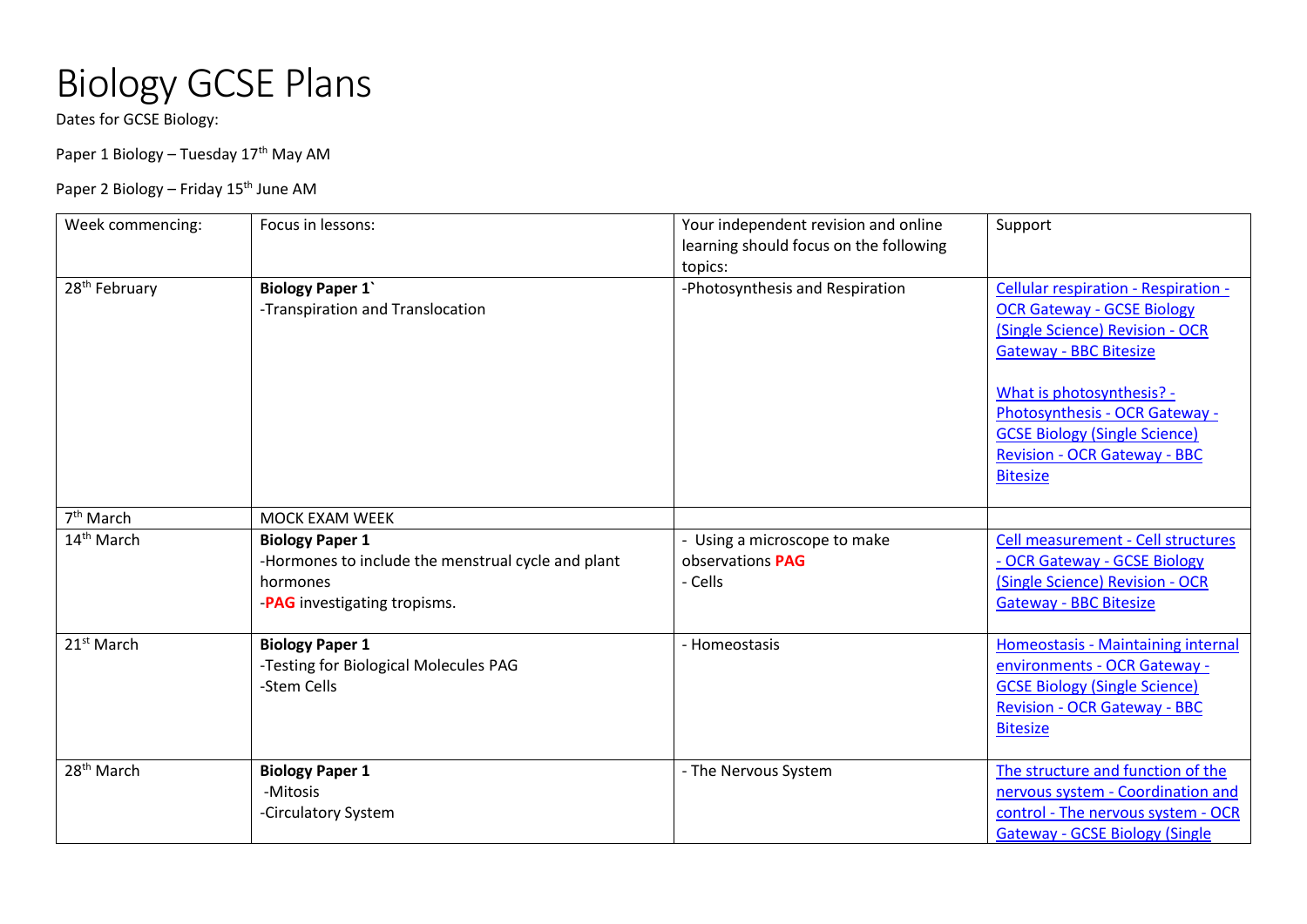# Biology GCSE Plans

Dates for GCSE Biology:

Paper 1 Biology – Tuesday 17th May AM

Paper 2 Biology – Friday 15th June AM

| Week commencing: | Focus in lessons: | Your independent revision and online learning should focus on the following topics: | Support |
|---|---|---|---|
| 28th February | **Biology Paper 1`**<br>-Transpiration and Translocation | -Photosynthesis and Respiration | Cellular respiration - Respiration - OCR Gateway - GCSE Biology (Single Science) Revision - OCR Gateway - BBC Bitesize<br><br>What is photosynthesis? - Photosynthesis - OCR Gateway - GCSE Biology (Single Science) Revision - OCR Gateway - BBC Bitesize |
| 7th March | MOCK EXAM WEEK | | |
| 14th March | **Biology Paper 1**<br>-Hormones to include the menstrual cycle and plant hormones<br>-**PAG** investigating tropisms. | - Using a microscope to make observations **PAG**<br>- Cells | Cell measurement - Cell structures - OCR Gateway - GCSE Biology (Single Science) Revision - OCR Gateway - BBC Bitesize |
| 21st March | **Biology Paper 1**<br>-Testing for Biological Molecules PAG<br>-Stem Cells | - Homeostasis | Homeostasis - Maintaining internal environments - OCR Gateway - GCSE Biology (Single Science) Revision - OCR Gateway - BBC Bitesize |
| 28th March | **Biology Paper 1**<br>-Mitosis<br>-Circulatory System | - The Nervous System | The structure and function of the nervous system - Coordination and control - The nervous system - OCR Gateway - GCSE Biology (Single |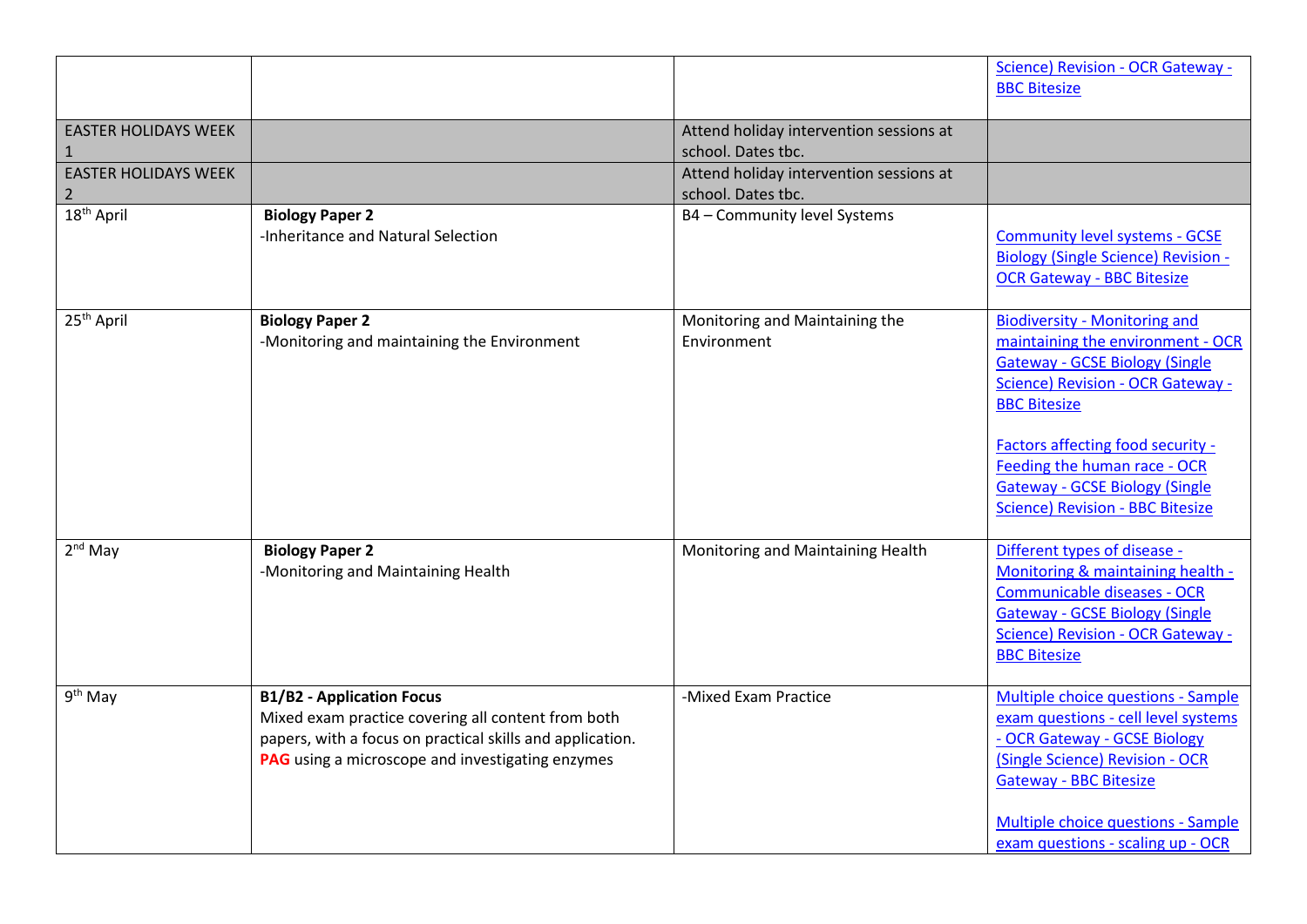| | | | |
|---|---|---|---|
| | | | Science) Revision - OCR Gateway - BBC Bitesize |
| EASTER HOLIDAYS WEEK 1 | | Attend holiday intervention sessions at school. Dates tbc. | |
| EASTER HOLIDAYS WEEK 2 | | Attend holiday intervention sessions at school. Dates tbc. | |
| 18th April | **Biology Paper 2**<br>-Inheritance and Natural Selection | B4 – Community level Systems | Community level systems - GCSE Biology (Single Science) Revision - OCR Gateway - BBC Bitesize |
| 25th April | **Biology Paper 2**<br>-Monitoring and maintaining the Environment | Monitoring and Maintaining the Environment | Biodiversity - Monitoring and maintaining the environment - OCR Gateway - GCSE Biology (Single Science) Revision - OCR Gateway - BBC Bitesize<br><br>Factors affecting food security - Feeding the human race - OCR Gateway - GCSE Biology (Single Science) Revision - BBC Bitesize |
| 2nd May | **Biology Paper 2**<br>-Monitoring and Maintaining Health | Monitoring and Maintaining Health | Different types of disease - Monitoring & maintaining health - Communicable diseases - OCR Gateway - GCSE Biology (Single Science) Revision - OCR Gateway - BBC Bitesize |
| 9th May | **B1/B2 - Application Focus**<br>Mixed exam practice covering all content from both papers, with a focus on practical skills and application.<br>**PAG** using a microscope and investigating enzymes | -Mixed Exam Practice | Multiple choice questions - Sample exam questions - cell level systems - OCR Gateway - GCSE Biology (Single Science) Revision - OCR Gateway - BBC Bitesize<br><br>Multiple choice questions - Sample exam questions - scaling up - OCR |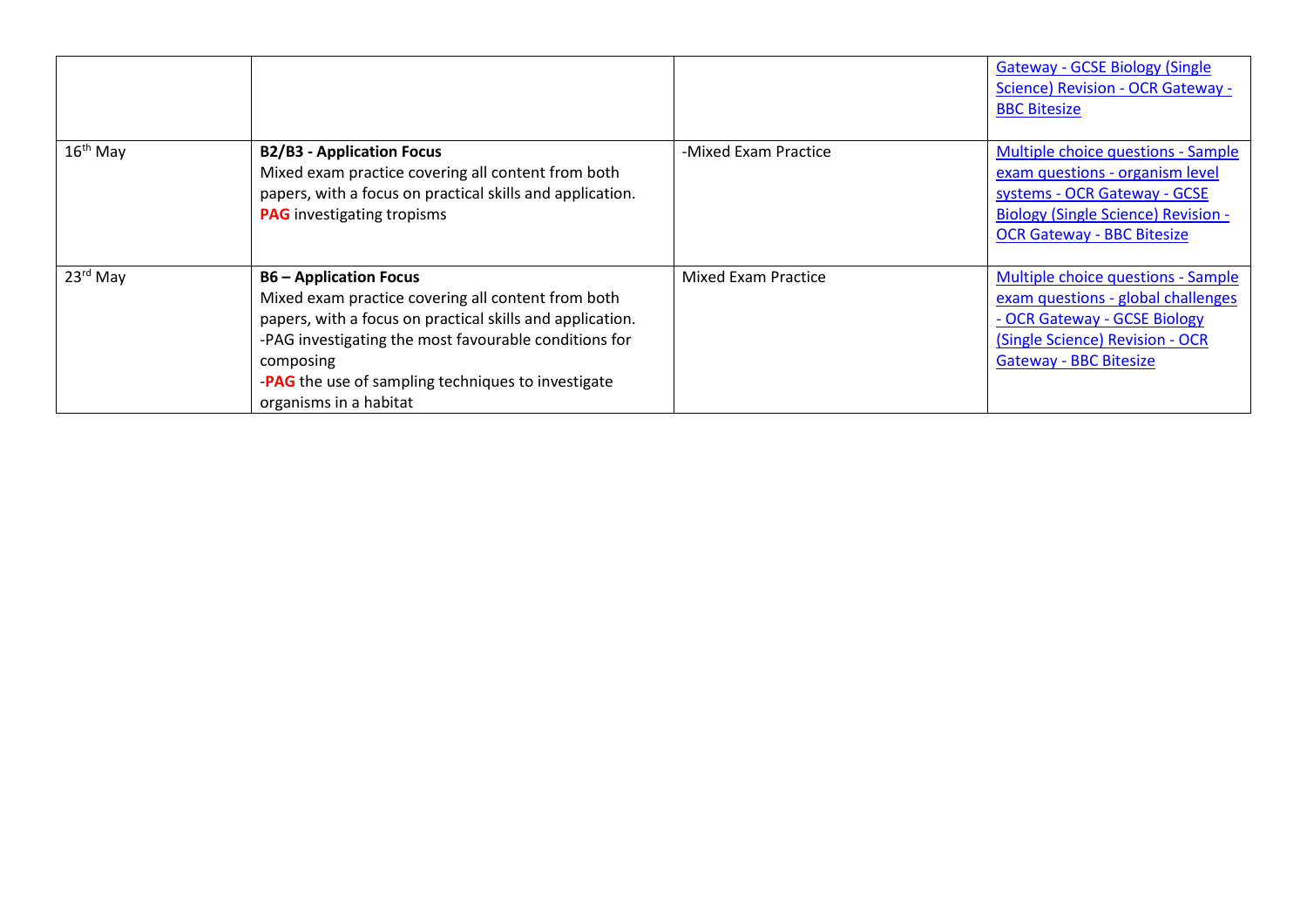| | | | |
|---|---|---|---|
| | | | Gateway - GCSE Biology (Single Science) Revision - OCR Gateway - BBC Bitesize |
| 16th May | **B2/B3 - Application Focus**<br>Mixed exam practice covering all content from both papers, with a focus on practical skills and application.<br>**PAG** investigating tropisms | -Mixed Exam Practice | Multiple choice questions - Sample exam questions - organism level systems - OCR Gateway - GCSE Biology (Single Science) Revision - OCR Gateway - BBC Bitesize |
| 23rd May | **B6 – Application Focus**<br>Mixed exam practice covering all content from both papers, with a focus on practical skills and application.<br>-PAG investigating the most favourable conditions for composing<br>-**PAG** the use of sampling techniques to investigate organisms in a habitat | Mixed Exam Practice | Multiple choice questions - Sample exam questions - global challenges - OCR Gateway - GCSE Biology (Single Science) Revision - OCR Gateway - BBC Bitesize |